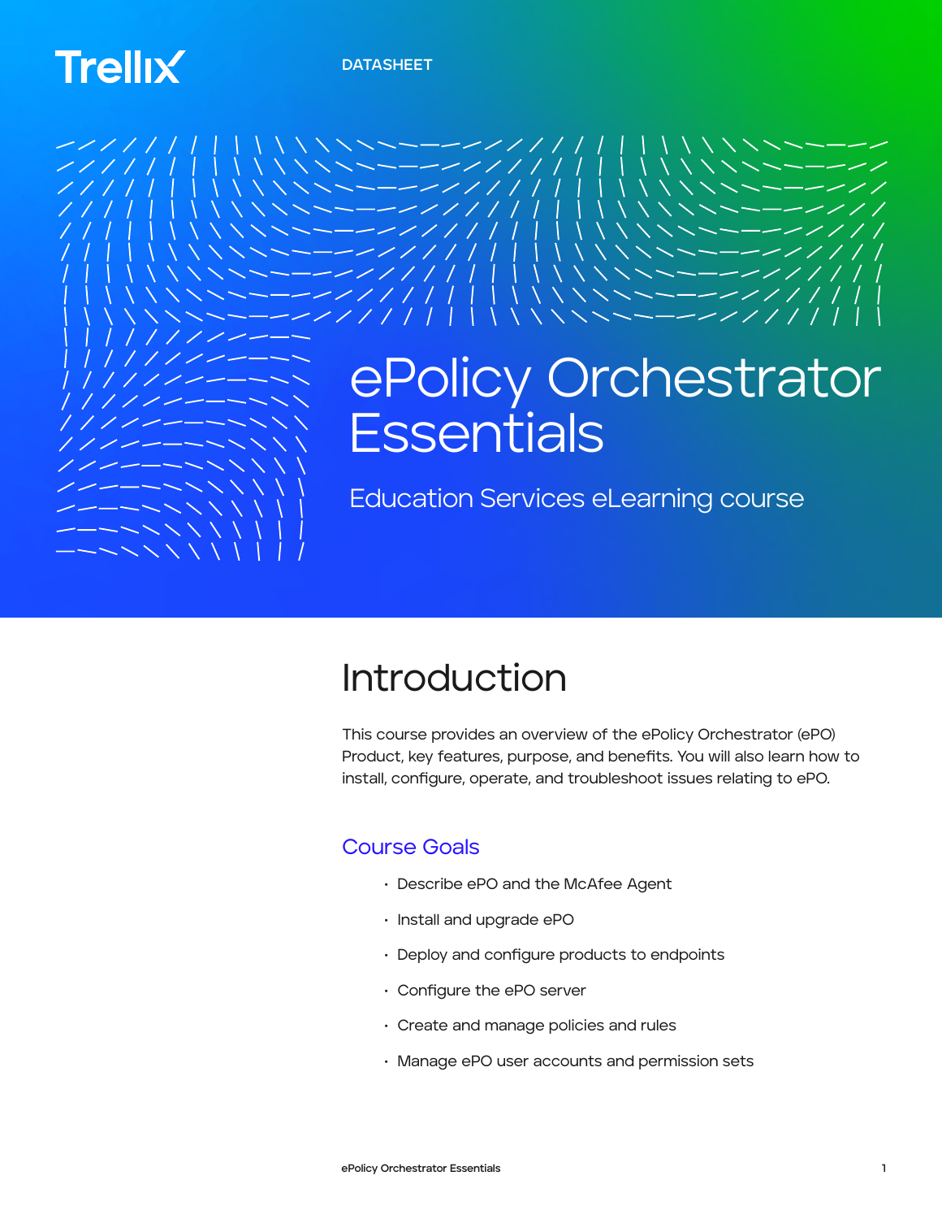Trellix

DATASHEET

# ePolicy Orchestrator Essentials

Education Services eLearning course

## Introduction

This course provides an overview of the ePolicy Orchestrator (ePO) Product, key features, purpose, and benefits. You will also learn how to install, configure, operate, and troubleshoot issues relating to ePO.

### Course Goals

- Describe ePO and the McAfee Agent
- Install and upgrade ePO
- Deploy and configure products to endpoints
- Configure the ePO server
- Create and manage policies and rules
- Manage ePO user accounts and permission sets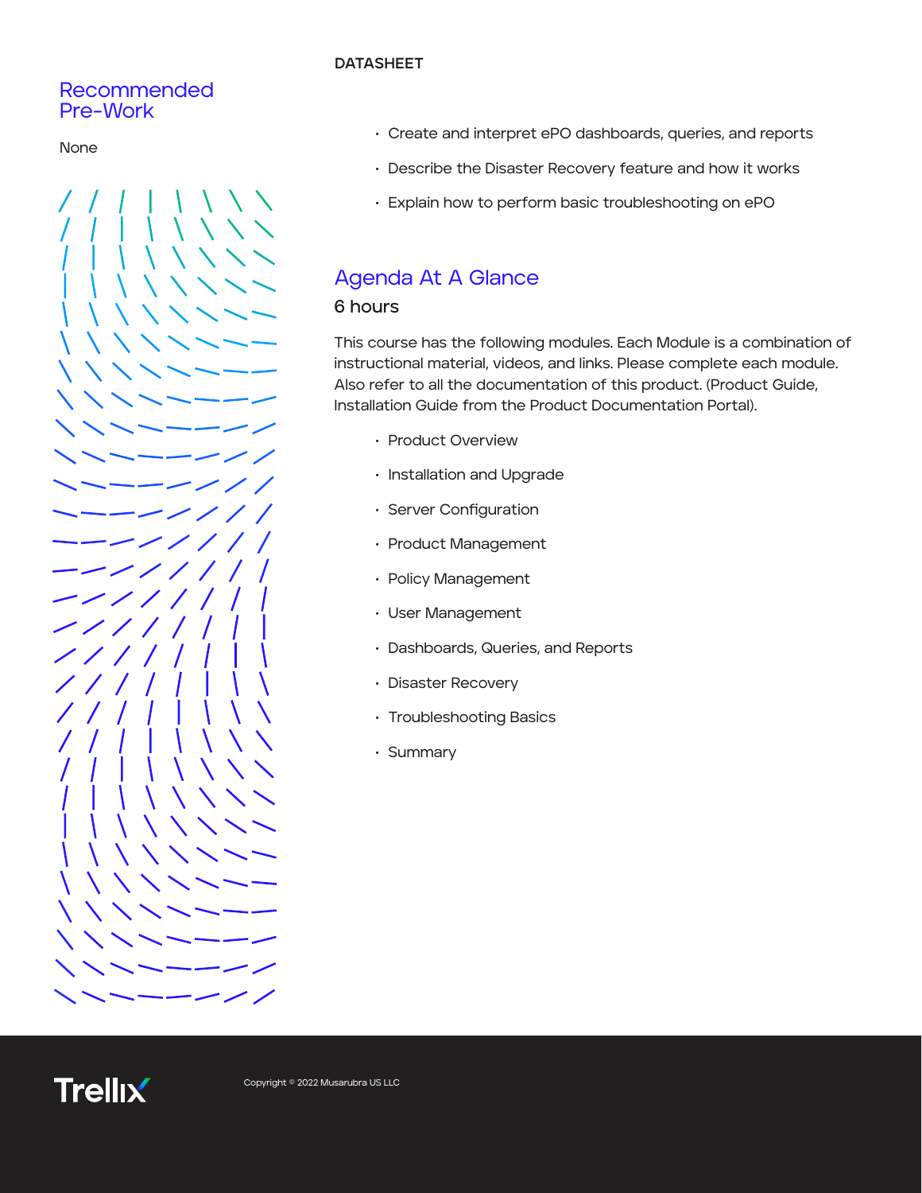DATASHEET

## Recommended Pre-Work

None

- Create and interpret ePO dashboards, queries, and reports
- Describe the Disaster Recovery feature and how it works
- Explain how to perform basic troubleshooting on ePO

## Agenda At A Glance

6 hours

This course has the following modules. Each Module is a combination of instructional material, videos, and links. Please complete each module. Also refer to all the documentation of this product. (Product Guide, Installation Guide from the Product Documentation Portal).

- Product Overview
- Installation and Upgrade
- Server Configuration
- Product Management
- Policy Management
- User Management
- Dashboards, Queries, and Reports
- Disaster Recovery
- Troubleshooting Basics
- Summary

Trellix

Copyright © 2022 Musarubra US LLC